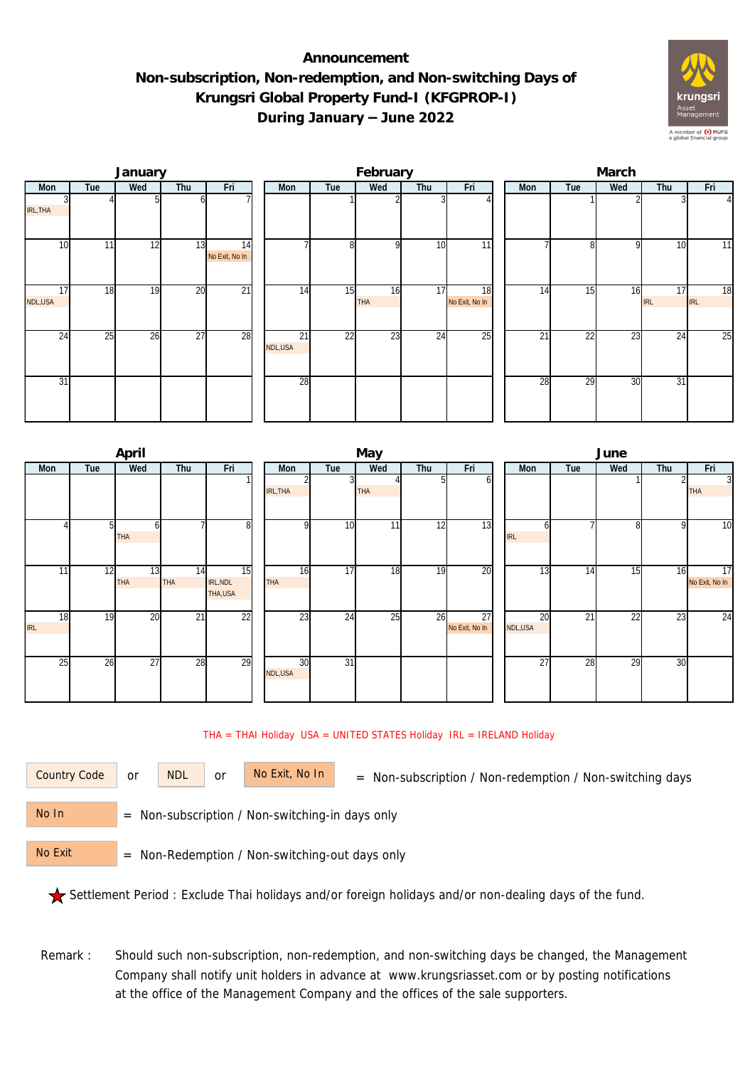# Announcement
## Non-subscription, Non-redemption, and Non-switching Days of Krungsri Global Property Fund-I (KFGPROP-I)
## During January – June 2022

### January

| Mon | Tue | Wed | Thu | Fri |
|---|---|---|---|---|
| 3 IRL,THA | 4 | 5 | 6 | 7 |
| 10 | 11 | 12 | 13 | 14 No Exit, No In |
| 17 NDL,USA | 18 | 19 | 20 | 21 |
| 24 | 25 | 26 | 27 | 28 |
| 31 | | | | |

### February

| Mon | Tue | Wed | Thu | Fri |
|---|---|---|---|---|
| | 1 | 2 | 3 | 4 |
| 7 | 8 | 9 | 10 | 11 |
| 14 | 15 | 16 THA | 17 | 18 No Exit, No In |
| 21 NDL,USA | 22 | 23 | 24 | 25 |
| 28 | | | | |

### March

| Mon | Tue | Wed | Thu | Fri |
|---|---|---|---|---|
| | 1 | 2 | 3 | 4 |
| 7 | 8 | 9 | 10 | 11 |
| 14 | 15 | 16 | 17 IRL | 18 IRL |
| 21 | 22 | 23 | 24 | 25 |
| 28 | 29 | 30 | 31 | |

### April

| Mon | Tue | Wed | Thu | Fri |
|---|---|---|---|---|
| | | | | 1 |
| 4 | 5 | 6 THA | 7 | 8 |
| 11 | 12 | 13 THA | 14 THA | 15 IRL,NDL THA,USA |
| 18 IRL | 19 | 20 | 21 | 22 |
| 25 | 26 | 27 | 28 | 29 |

### May

| Mon | Tue | Wed | Thu | Fri |
|---|---|---|---|---|
| 2 IRL,THA | 3 | 4 THA | 5 | 6 |
| 9 | 10 | 11 | 12 | 13 |
| 16 THA | 17 | 18 | 19 | 20 |
| 23 | 24 | 25 | 26 | 27 No Exit, No In |
| 30 NDL,USA | 31 | | | |

### June

| Mon | Tue | Wed | Thu | Fri |
|---|---|---|---|---|
| | | 1 | 2 | 3 THA |
| 6 IRL | 7 | 8 | 9 | 10 |
| 13 | 14 | 15 | 16 | 17 No Exit, No In |
| 20 NDL,USA | 21 | 22 | 23 | 24 |
| 27 | 28 | 29 | 30 | |

THA = THAI Holiday USA = UNITED STATES Holiday IRL = IRELAND Holiday

Country Code or NDL or No Exit, No In = Non-subscription / Non-redemption / Non-switching days

No In = Non-subscription / Non-switching-in days only

No Exit = Non-Redemption / Non-switching-out days only

★ Settlement Period : Exclude Thai holidays and/or foreign holidays and/or non-dealing days of the fund.

Remark : Should such non-subscription, non-redemption, and non-switching days be changed, the Management Company shall notify unit holders in advance at www.krungsriasset.com or by posting notifications at the office of the Management Company and the offices of the sale supporters.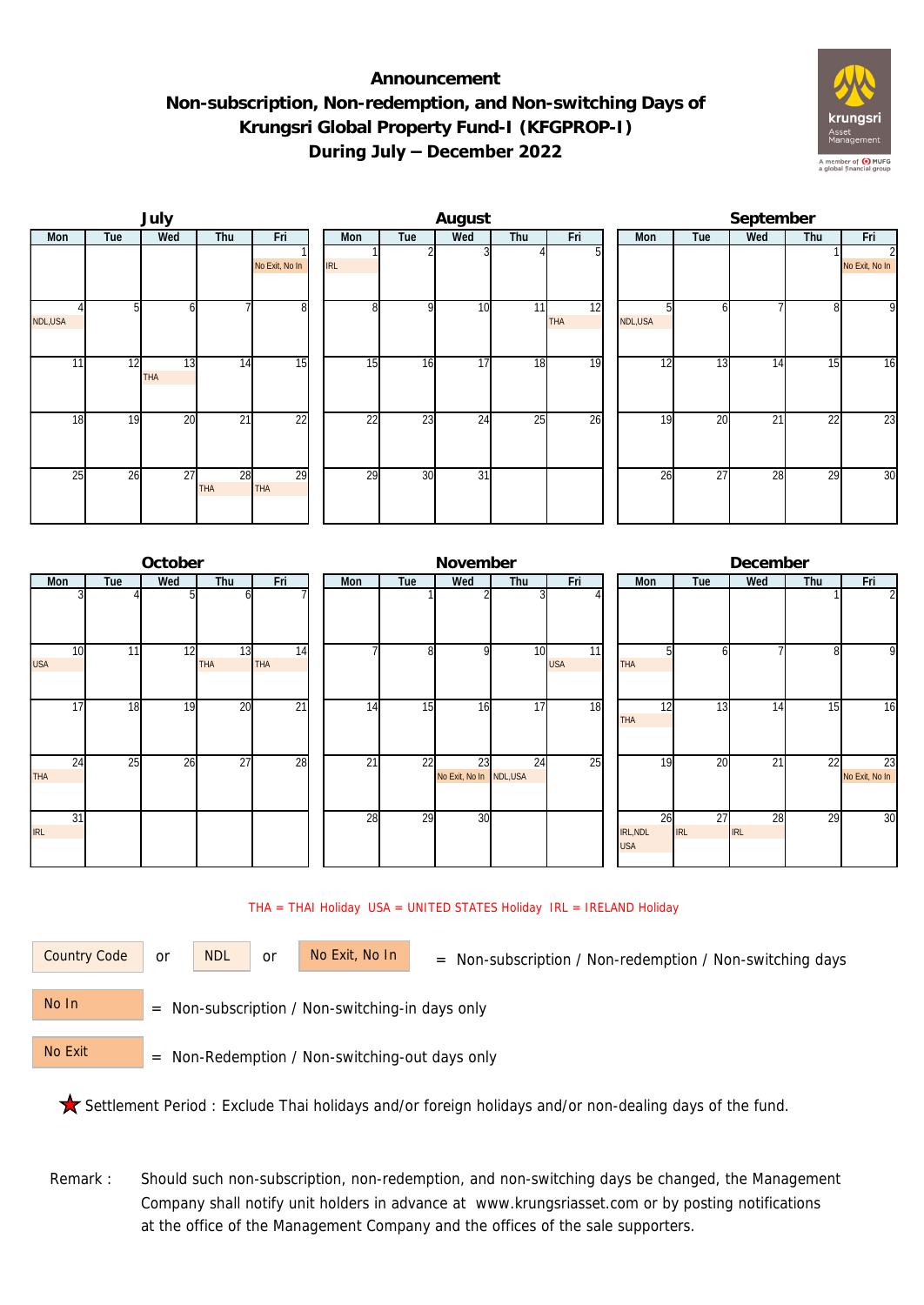# Announcement

## Non-subscription, Non-redemption, and Non-switching Days of Krungsri Global Property Fund-I (KFGPROP-I) During July – December 2022

### July

| Mon | Tue | Wed | Thu | Fri |
|---|---|---|---|---|
| | | | | 1 No Exit, No In |
| 4 NDL,USA | 5 | 6 | 7 | 8 |
| 11 | 12 | 13 THA | 14 | 15 |
| 18 | 19 | 20 | 21 | 22 |
| 25 | 26 | 27 | 28 THA | 29 THA |

### August

| Mon | Tue | Wed | Thu | Fri |
|---|---|---|---|---|
| 1 IRL | 2 | 3 | 4 | 5 |
| 8 | 9 | 10 | 11 | 12 THA |
| 15 | 16 | 17 | 18 | 19 |
| 22 | 23 | 24 | 25 | 26 |
| 29 | 30 | 31 | | |

### September

| Mon | Tue | Wed | Thu | Fri |
|---|---|---|---|---|
| | | | 1 | 2 No Exit, No In |
| 5 NDL,USA | 6 | 7 | 8 | 9 |
| 12 | 13 | 14 | 15 | 16 |
| 19 | 20 | 21 | 22 | 23 |
| 26 | 27 | 28 | 29 | 30 |

### October

| Mon | Tue | Wed | Thu | Fri |
|---|---|---|---|---|
| 3 | 4 | 5 | 6 | 7 |
| 10 USA | 11 | 12 | 13 THA | 14 THA |
| 17 | 18 | 19 | 20 | 21 |
| 24 THA | 25 | 26 | 27 | 28 |
| 31 IRL | | | | |

### November

| Mon | Tue | Wed | Thu | Fri |
|---|---|---|---|---|
| | 1 | 2 | 3 | 4 |
| 7 | 8 | 9 | 10 | 11 USA |
| 14 | 15 | 16 | 17 | 18 |
| 21 | 22 | 23 No Exit, No In | 24 NDL,USA | 25 |
| 28 | 29 | 30 | | |

### December

| Mon | Tue | Wed | Thu | Fri |
|---|---|---|---|---|
| | | | 1 | 2 |
| 5 THA | 6 | 7 | 8 | 9 |
| 12 THA | 13 | 14 | 15 | 16 |
| 19 | 20 | 21 | 22 | 23 No Exit, No In |
| 26 IRL,NDL USA | 27 IRL | 28 IRL | 29 | 30 |

THA = THAI Holiday USA = UNITED STATES Holiday IRL = IRELAND Holiday

Country Code or NDL or No Exit, No In = Non-subscription / Non-redemption / Non-switching days

No In = Non-subscription / Non-switching-in days only

No Exit = Non-Redemption / Non-switching-out days only

★ Settlement Period : Exclude Thai holidays and/or foreign holidays and/or non-dealing days of the fund.

Remark : Should such non-subscription, non-redemption, and non-switching days be changed, the Management Company shall notify unit holders in advance at www.krungsriasset.com or by posting notifications at the office of the Management Company and the offices of the sale supporters.